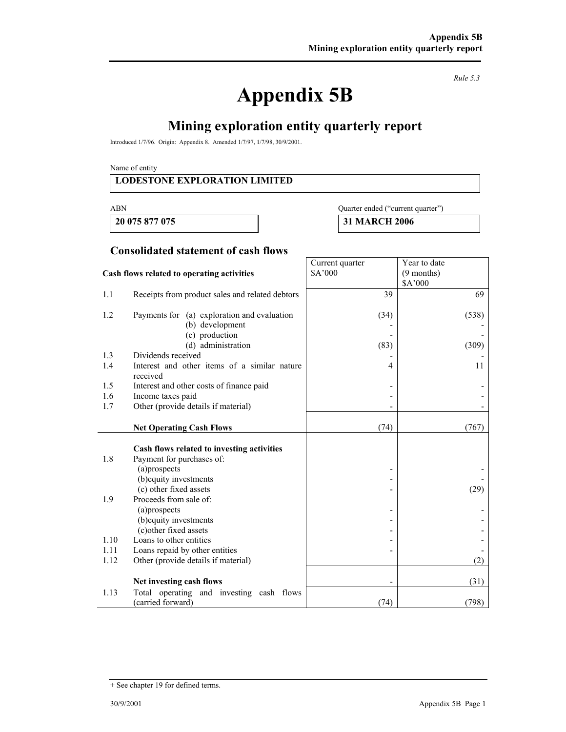*Rule 5.3*

# Appendix 5B

## Mining exploration entity quarterly report

Introduced 1/7/96. Origin: Appendix 8. Amended 1/7/97, 1/7/98, 30/9/2001.

Name of entity

**LODESTONE EXPLORATION LIMITED**

| ABN | Quarter ended ("current quarter") |
|---|---|
| **20 075 877 075** | **31 MARCH 2006** |

### Consolidated statement of cash flows

| | **Cash flows related to operating activities** | Current quarter $A'000 | Year to date (9 months) $A'000 |
|---|---|---|---|
| 1.1 | Receipts from product sales and related debtors | 39 | 69 |
| 1.2 | Payments for (a) exploration and evaluation | (34) | (538) |
| | (b) development | - | - |
| | (c) production | - | - |
| | (d) administration | (83) | (309) |
| 1.3 | Dividends received | - | - |
| 1.4 | Interest and other items of a similar nature received | 4 | 11 |
| 1.5 | Interest and other costs of finance paid | - | - |
| 1.6 | Income taxes paid | - | - |
| 1.7 | Other (provide details if material) | - | - |
| | **Net Operating Cash Flows** | (74) | (767) |
| | **Cash flows related to investing activities** | | |
| 1.8 | Payment for purchases of: | | |
| | (a)prospects | - | - |
| | (b)equity investments | - | - |
| | (c) other fixed assets | - | (29) |
| 1.9 | Proceeds from sale of: | | |
| | (a)prospects | - | - |
| | (b)equity investments | - | - |
| | (c)other fixed assets | - | - |
| 1.10 | Loans to other entities | - | - |
| 1.11 | Loans repaid by other entities | - | - |
| 1.12 | Other (provide details if material) | | (2) |
| | **Net investing cash flows** | - | (31) |
| 1.13 | Total operating and investing cash flows (carried forward) | (74) | (798) |

+ See chapter 19 for defined terms.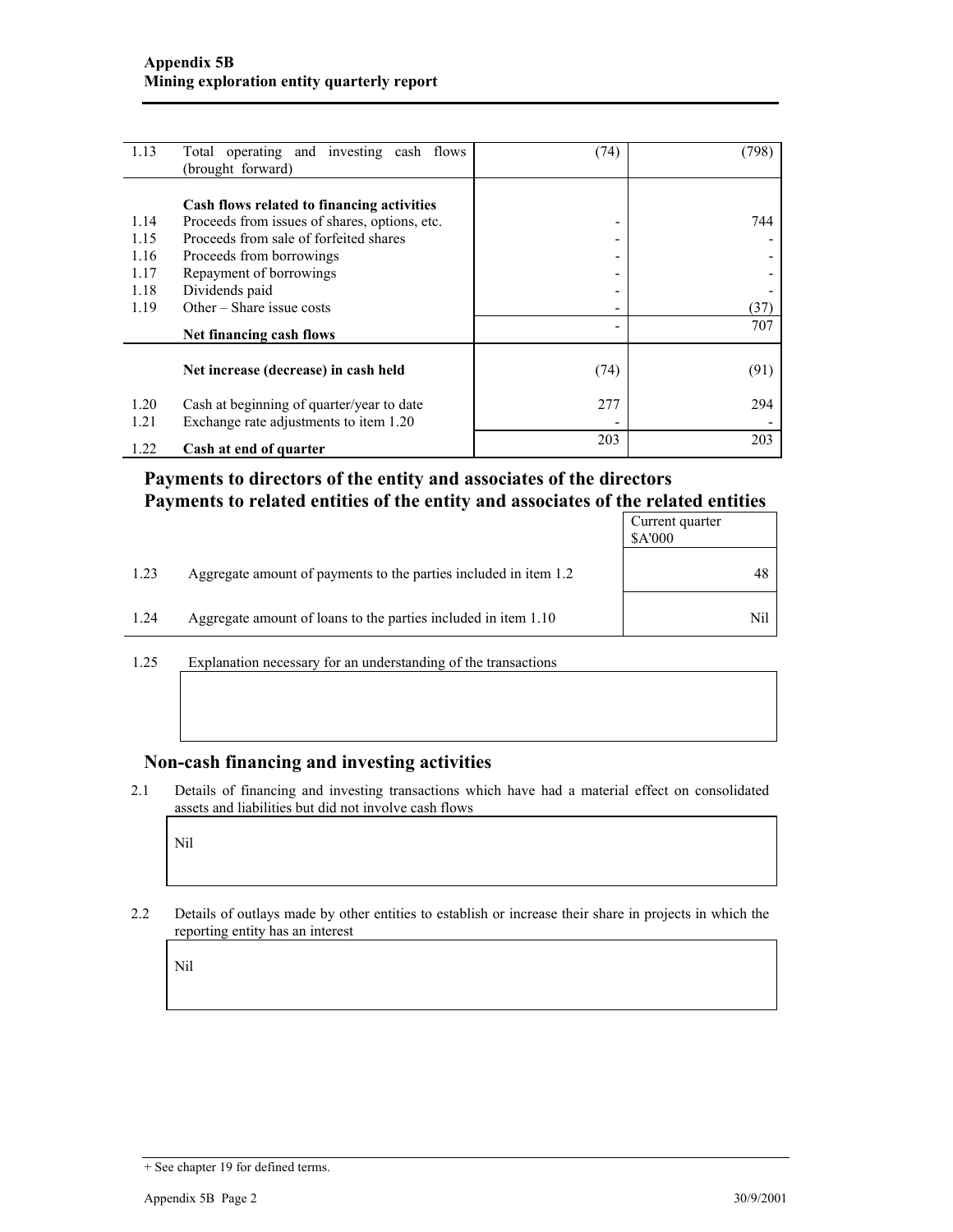| | | | |
|---|---|---|---|
| 1.13 | Total operating and investing cash flows (brought forward) | (74) | (798) |
| | **Cash flows related to financing activities** | | |
| 1.14 | Proceeds from issues of shares, options, etc. | - | 744 |
| 1.15 | Proceeds from sale of forfeited shares | - | - |
| 1.16 | Proceeds from borrowings | - | - |
| 1.17 | Repayment of borrowings | - | - |
| 1.18 | Dividends paid | - | - |
| 1.19 | Other – Share issue costs | - | (37) |
| | **Net financing cash flows** | - | 707 |
| | **Net increase (decrease) in cash held** | (74) | (91) |
| 1.20 | Cash at beginning of quarter/year to date | 277 | 294 |
| 1.21 | Exchange rate adjustments to item 1.20 | - | - |
| 1.22 | **Cash at end of quarter** | 203 | 203 |

## Payments to directors of the entity and associates of the directors
## Payments to related entities of the entity and associates of the related entities

| | | Current quarter $A'000 |
|---|---|---|
| 1.23 | Aggregate amount of payments to the parties included in item 1.2 | 48 |
| 1.24 | Aggregate amount of loans to the parties included in item 1.10 | Nil |

1.25 Explanation necessary for an understanding of the transactions

## Non-cash financing and investing activities

2.1 Details of financing and investing transactions which have had a material effect on consolidated assets and liabilities but did not involve cash flows

Nil

2.2 Details of outlays made by other entities to establish or increase their share in projects in which the reporting entity has an interest

Nil

+ See chapter 19 for defined terms.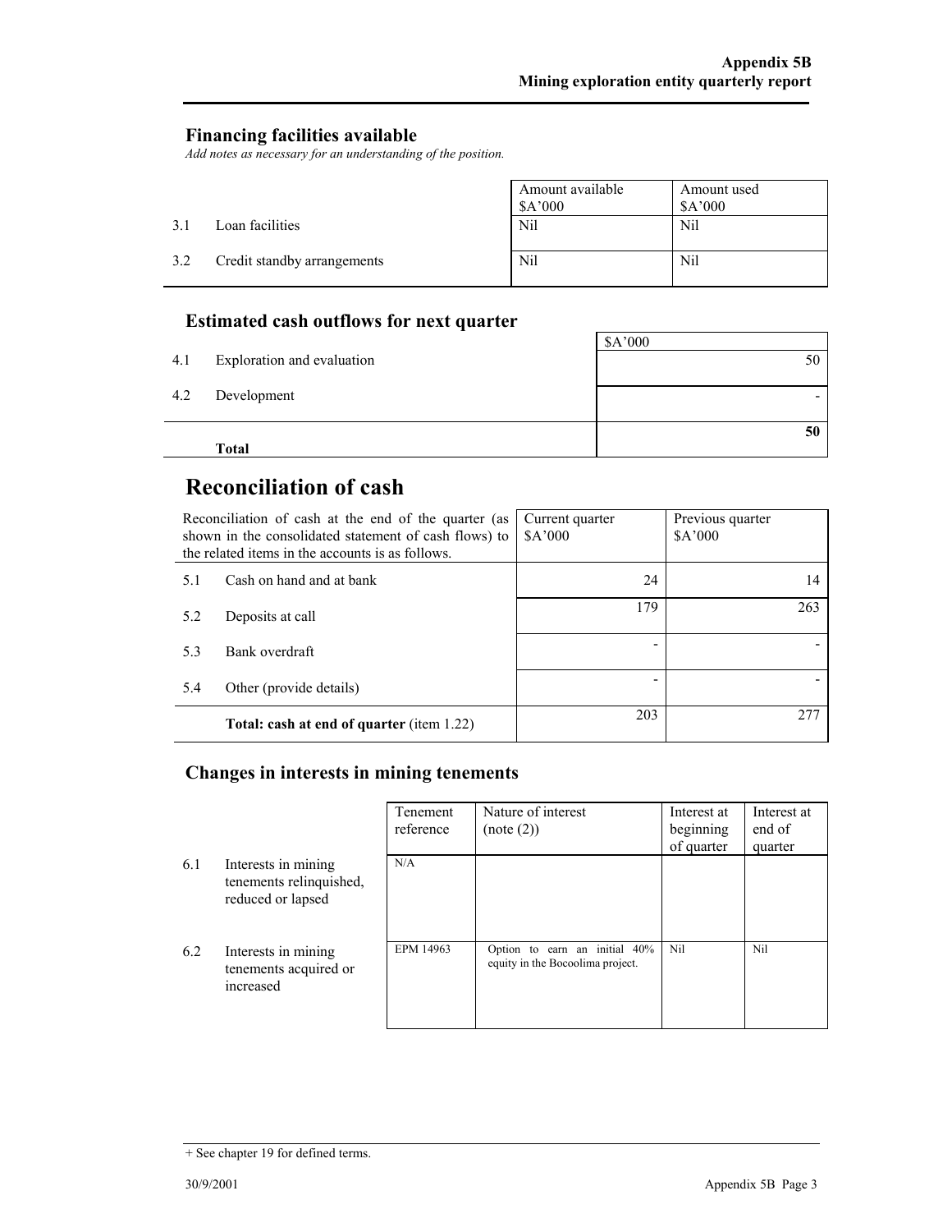## Financing facilities available

*Add notes as necessary for an understanding of the position.*

| | | Amount available $A'000 | Amount used $A'000 |
|---|---|---|---|
| 3.1 | Loan facilities | Nil | Nil |
| 3.2 | Credit standby arrangements | Nil | Nil |

## Estimated cash outflows for next quarter

| | | $A'000 |
|---|---|---|
| 4.1 | Exploration and evaluation | 50 |
| 4.2 | Development | - |
| | **Total** | **50** |

# Reconciliation of cash

| Reconciliation of cash at the end of the quarter (as shown in the consolidated statement of cash flows) to the related items in the accounts is as follows. | | Current quarter $A'000 | Previous quarter $A'000 |
|---|---|---|---|
| 5.1 | Cash on hand and at bank | 24 | 14 |
| 5.2 | Deposits at call | 179 | 263 |
| 5.3 | Bank overdraft | - | - |
| 5.4 | Other (provide details) | - | - |
| | **Total: cash at end of quarter** (item 1.22) | 203 | 277 |

## Changes in interests in mining tenements

| | | Tenement reference | Nature of interest (note (2)) | Interest at beginning of quarter | Interest at end of quarter |
|---|---|---|---|---|---|
| 6.1 | Interests in mining tenements relinquished, reduced or lapsed | N/A | | | |
| 6.2 | Interests in mining tenements acquired or increased | EPM 14963 | Option to earn an initial 40% equity in the Bocoolima project. | Nil | Nil |

+ See chapter 19 for defined terms.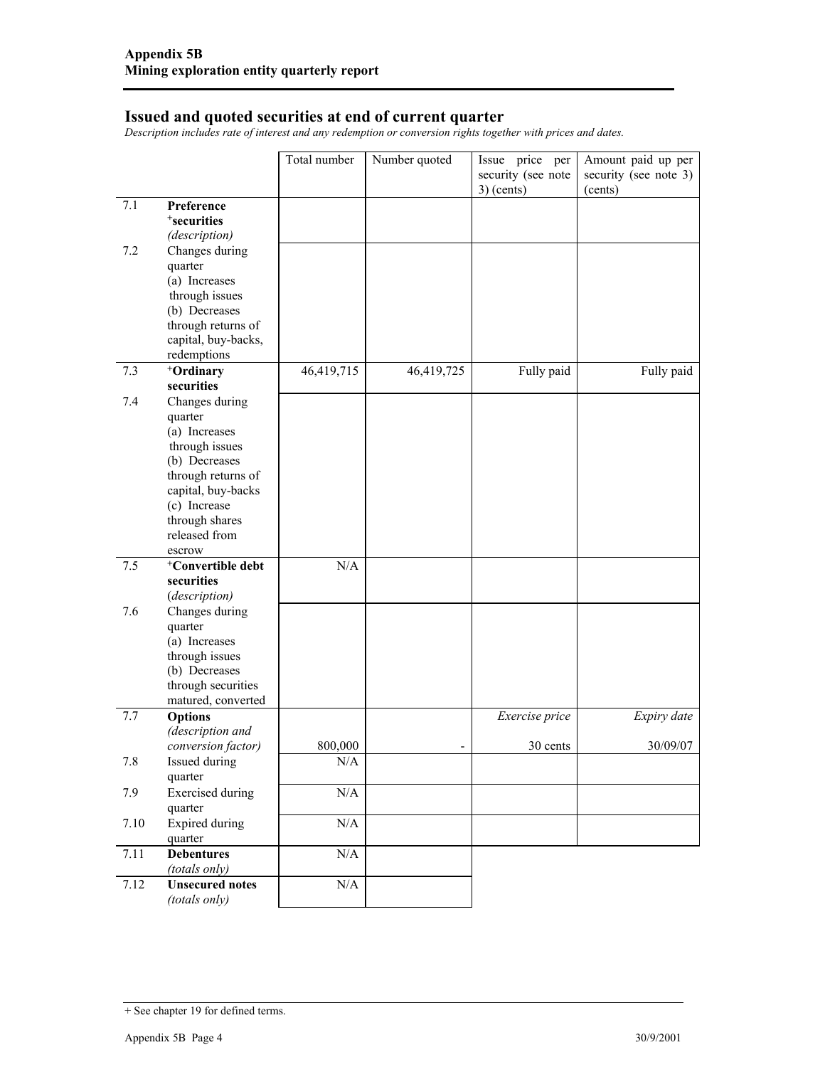## Issued and quoted securities at end of current quarter

*Description includes rate of interest and any redemption or conversion rights together with prices and dates.*

| | | Total number | Number quoted | Issue price per security (see note 3) (cents) | Amount paid up per security (see note 3) (cents) |
|---|---|---|---|---|---|
| 7.1 | **Preference +securities** *(description)* | | | | |
| 7.2 | Changes during quarter (a) Increases through issues (b) Decreases through returns of capital, buy-backs, redemptions | | | | |
| 7.3 | **+Ordinary securities** | 46,419,715 | 46,419,725 | Fully paid | Fully paid |
| 7.4 | Changes during quarter (a) Increases through issues (b) Decreases through returns of capital, buy-backs (c) Increase through shares released from escrow | | | | |
| 7.5 | **+Convertible debt securities** *(description)* | N/A | | | |
| 7.6 | Changes during quarter (a) Increases through issues (b) Decreases through securities matured, converted | | | | |
| 7.7 | **Options** *(description and conversion factor)* | 800,000 | - | *Exercise price* 30 cents | *Expiry date* 30/09/07 |
| 7.8 | Issued during quarter | N/A | | | |
| 7.9 | Exercised during quarter | N/A | | | |
| 7.10 | Expired during quarter | N/A | | | |
| 7.11 | **Debentures** *(totals only)* | N/A | | | |
| 7.12 | **Unsecured notes** *(totals only)* | N/A | | | |

+ See chapter 19 for defined terms.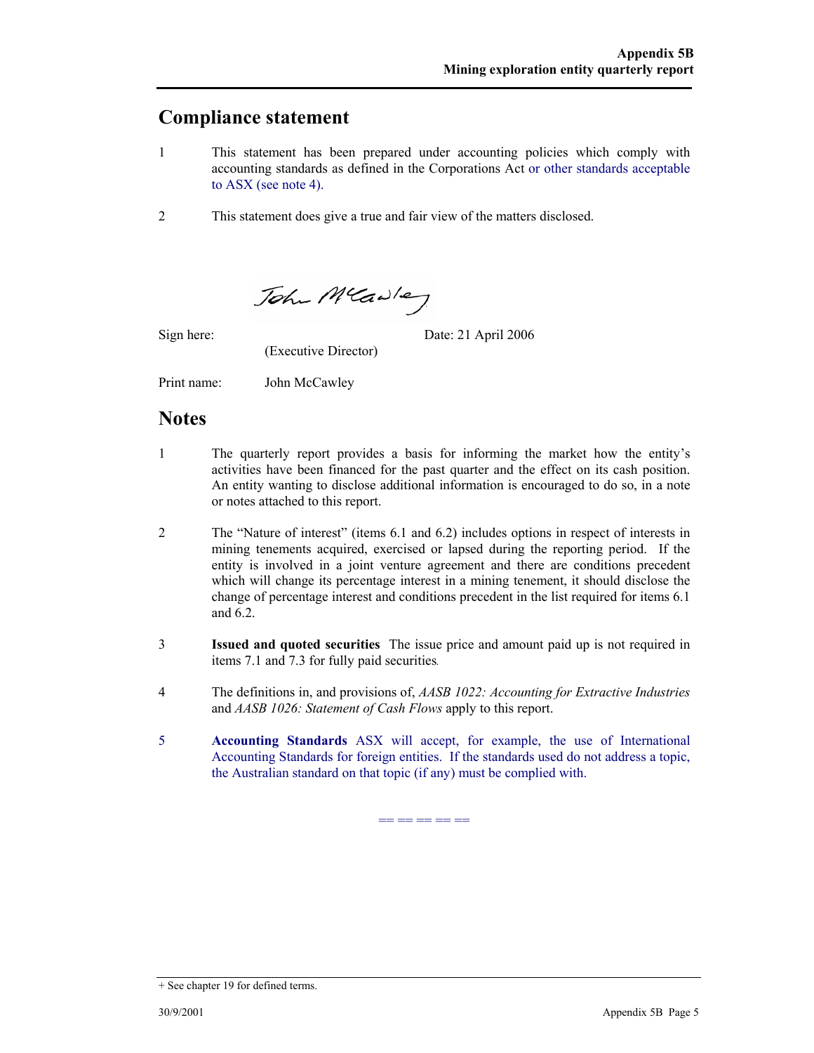## Compliance statement

1. This statement has been prepared under accounting policies which comply with accounting standards as defined in the Corporations Act or other standards acceptable to ASX (see note 4).

2. This statement does give a true and fair view of the matters disclosed.

Sign here: (Executive Director) Date: 21 April 2006

Print name: John McCawley

## Notes

1. The quarterly report provides a basis for informing the market how the entity's activities have been financed for the past quarter and the effect on its cash position. An entity wanting to disclose additional information is encouraged to do so, in a note or notes attached to this report.

2. The "Nature of interest" (items 6.1 and 6.2) includes options in respect of interests in mining tenements acquired, exercised or lapsed during the reporting period. If the entity is involved in a joint venture agreement and there are conditions precedent which will change its percentage interest in a mining tenement, it should disclose the change of percentage interest and conditions precedent in the list required for items 6.1 and 6.2.

3. **Issued and quoted securities** The issue price and amount paid up is not required in items 7.1 and 7.3 for fully paid securities.

4. The definitions in, and provisions of, *AASB 1022: Accounting for Extractive Industries* and *AASB 1026: Statement of Cash Flows* apply to this report.

5. **Accounting Standards** ASX will accept, for example, the use of International Accounting Standards for foreign entities. If the standards used do not address a topic, the Australian standard on that topic (if any) must be complied with.

== == == == ==

+ See chapter 19 for defined terms.